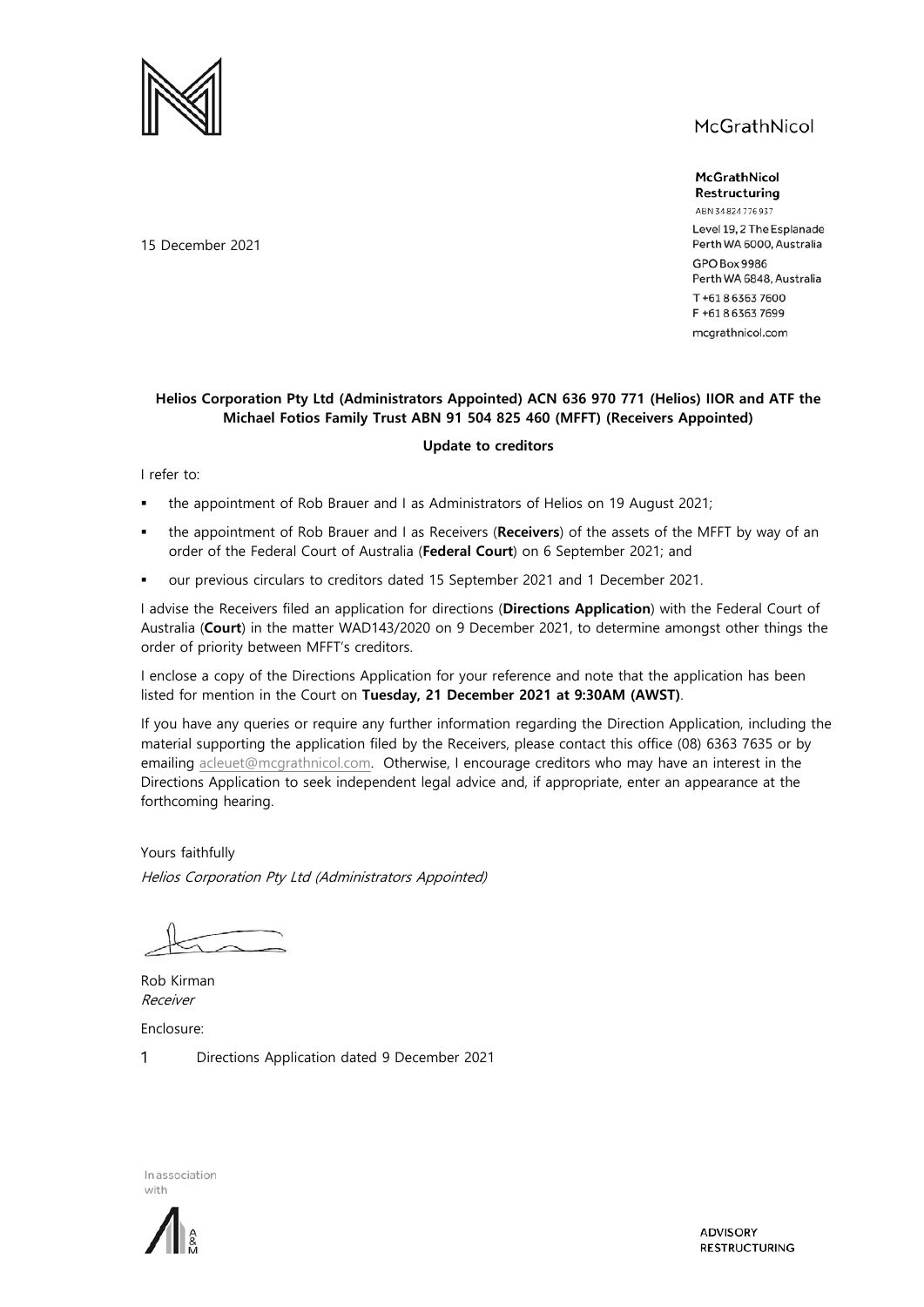McGrathNicol

**McGrathNicol Restructuring**
ABN 34 824 776 937
Level 19, 2 The Esplanade
Perth WA 6000, Australia
GPO Box 9986
Perth WA 6848, Australia
T +61 8 6363 7600
F +61 8 6363 7699
mcgrathnicol.com

15 December 2021

**Helios Corporation Pty Ltd (Administrators Appointed) ACN 636 970 771 (Helios) IIOR and ATF the Michael Fotios Family Trust ABN 91 504 825 460 (MFFT) (Receivers Appointed)**

**Update to creditors**

I refer to:

- the appointment of Rob Brauer and I as Administrators of Helios on 19 August 2021;
- the appointment of Rob Brauer and I as Receivers (**Receivers**) of the assets of the MFFT by way of an order of the Federal Court of Australia (**Federal Court**) on 6 September 2021; and
- our previous circulars to creditors dated 15 September 2021 and 1 December 2021.

I advise the Receivers filed an application for directions (**Directions Application**) with the Federal Court of Australia (**Court**) in the matter WAD143/2020 on 9 December 2021, to determine amongst other things the order of priority between MFFT's creditors.

I enclose a copy of the Directions Application for your reference and note that the application has been listed for mention in the Court on **Tuesday, 21 December 2021 at 9:30AM (AWST)**.

If you have any queries or require any further information regarding the Direction Application, including the material supporting the application filed by the Receivers, please contact this office (08) 6363 7635 or by emailing acleuet@mcgrathnicol.com. Otherwise, I encourage creditors who may have an interest in the Directions Application to seek independent legal advice and, if appropriate, enter an appearance at the forthcoming hearing.

Yours faithfully

*Helios Corporation Pty Ltd (Administrators Appointed)*

Rob Kirman
*Receiver*

Enclosure:

1 Directions Application dated 9 December 2021

In association with A&M

ADVISORY
RESTRUCTURING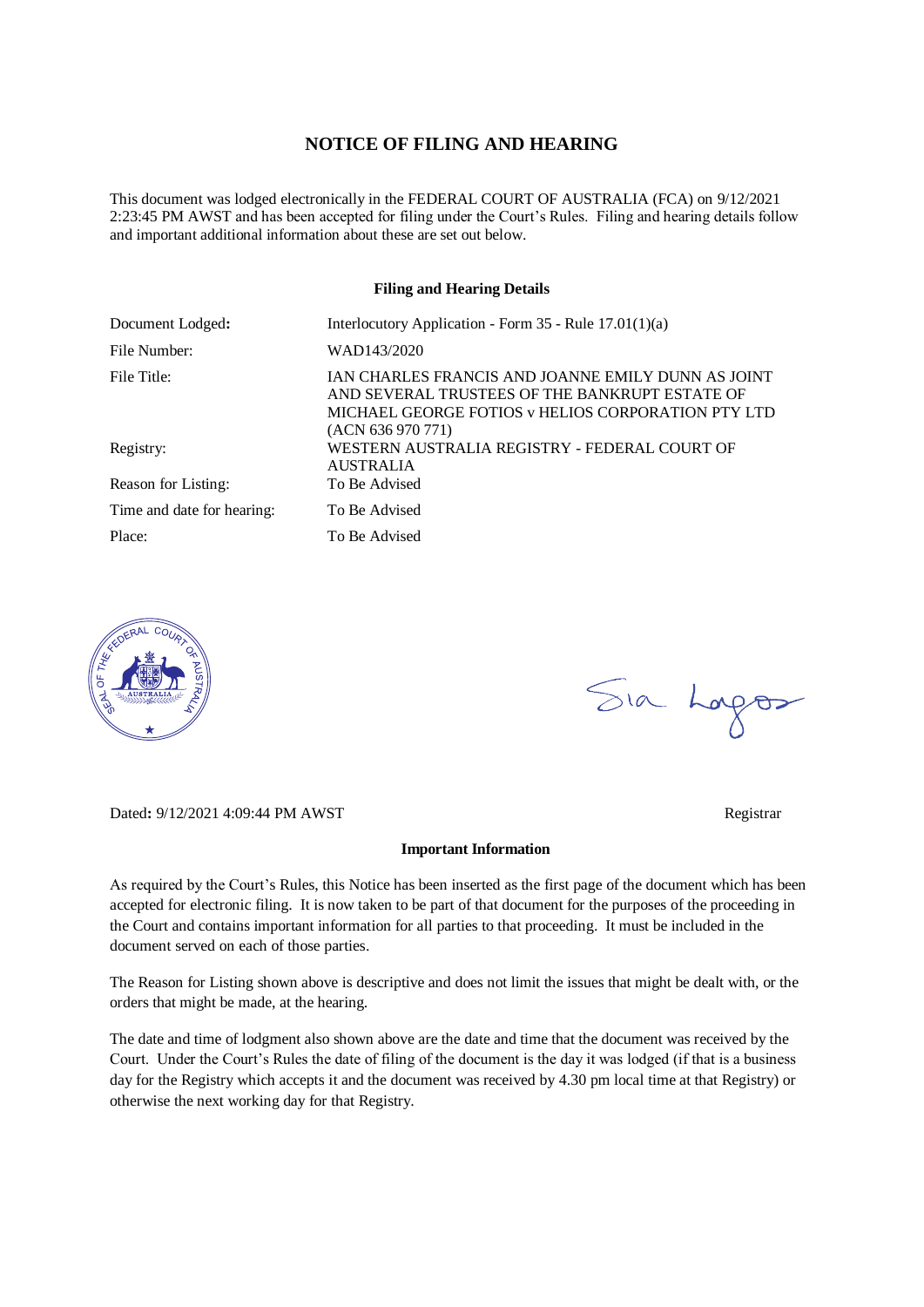## NOTICE OF FILING AND HEARING

This document was lodged electronically in the FEDERAL COURT OF AUSTRALIA (FCA) on 9/12/2021 2:23:45 PM AWST and has been accepted for filing under the Court's Rules. Filing and hearing details follow and important additional information about these are set out below.

### Filing and Hearing Details

| | |
|---|---|
| Document Lodged: | Interlocutory Application - Form 35 - Rule 17.01(1)(a) |
| File Number: | WAD143/2020 |
| File Title: | IAN CHARLES FRANCIS AND JOANNE EMILY DUNN AS JOINT AND SEVERAL TRUSTEES OF THE BANKRUPT ESTATE OF MICHAEL GEORGE FOTIOS v HELIOS CORPORATION PTY LTD (ACN 636 970 771) |
| Registry: | WESTERN AUSTRALIA REGISTRY - FEDERAL COURT OF AUSTRALIA |
| Reason for Listing: | To Be Advised |
| Time and date for hearing: | To Be Advised |
| Place: | To Be Advised |

Dated: 9/12/2021 4:09:44 PM AWST

Registrar

### Important Information

As required by the Court's Rules, this Notice has been inserted as the first page of the document which has been accepted for electronic filing. It is now taken to be part of that document for the purposes of the proceeding in the Court and contains important information for all parties to that proceeding. It must be included in the document served on each of those parties.

The Reason for Listing shown above is descriptive and does not limit the issues that might be dealt with, or the orders that might be made, at the hearing.

The date and time of lodgment also shown above are the date and time that the document was received by the Court. Under the Court's Rules the date of filing of the document is the day it was lodged (if that is a business day for the Registry which accepts it and the document was received by 4.30 pm local time at that Registry) or otherwise the next working day for that Registry.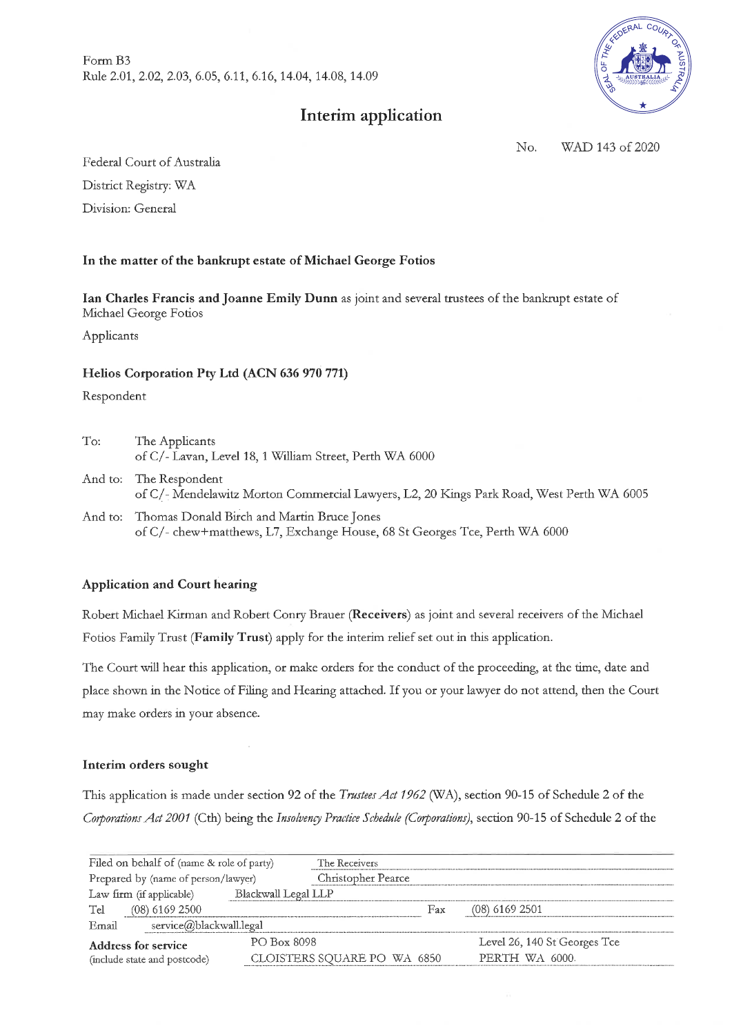Form B3
Rule 2.01, 2.02, 2.03, 6.05, 6.11, 6.16, 14.04, 14.08, 14.09

# Interim application

No. WAD 143 of 2020

Federal Court of Australia

District Registry: WA

Division: General

**In the matter of the bankrupt estate of Michael George Fotios**

**Ian Charles Francis and Joanne Emily Dunn** as joint and several trustees of the bankrupt estate of Michael George Fotios

Applicants

**Helios Corporation Pty Ltd (ACN 636 970 771)**

Respondent

To: The Applicants
of C/- Lavan, Level 18, 1 William Street, Perth WA 6000

And to: The Respondent
of C/- Mendelawitz Morton Commercial Lawyers, L2, 20 Kings Park Road, West Perth WA 6005

And to: Thomas Donald Birch and Martin Bruce Jones
of C/- chew+matthews, L7, Exchange House, 68 St Georges Tce, Perth WA 6000

### Application and Court hearing

Robert Michael Kirman and Robert Conry Brauer (**Receivers**) as joint and several receivers of the Michael Fotios Family Trust (**Family Trust**) apply for the interim relief set out in this application.

The Court will hear this application, or make orders for the conduct of the proceeding, at the time, date and place shown in the Notice of Filing and Hearing attached. If you or your lawyer do not attend, then the Court may make orders in your absence.

### Interim orders sought

This application is made under section 92 of the *Trustees Act 1962* (WA), section 90-15 of Schedule 2 of the *Corporations Act 2001* (Cth) being the *Insolvency Practice Schedule (Corporations)*, section 90-15 of Schedule 2 of the

| | |
|---|---|
| Filed on behalf of (name & role of party) | The Receivers |
| Prepared by (name of person/lawyer) | Christopher Pearce |
| Law firm (if applicable) | Blackwall Legal LLP |
| Tel | (08) 6169 2500 |
| Fax | (08) 6169 2501 |
| Email | service@blackwall.legal |
| **Address for service** (include state and postcode) | PO Box 8098 CLOISTERS SQUARE PO WA 6850 / Level 26, 140 St Georges Tce PERTH WA 6000. |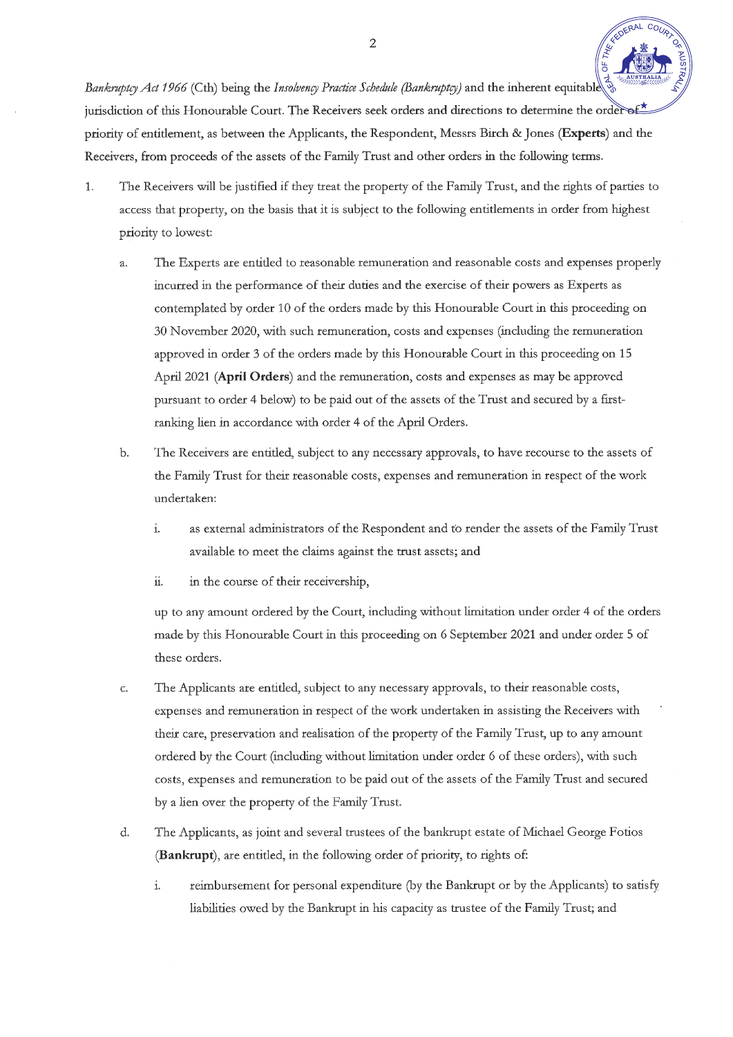*Bankruptcy Act 1966* (Cth) being the *Insolvency Practice Schedule (Bankruptcy)* and the inherent equitable jurisdiction of this Honourable Court. The Receivers seek orders and directions to determine the order of priority of entitlement, as between the Applicants, the Respondent, Messrs Birch & Jones (**Experts**) and the Receivers, from proceeds of the assets of the Family Trust and other orders in the following terms.

1. The Receivers will be justified if they treat the property of the Family Trust, and the rights of parties to access that property, on the basis that it is subject to the following entitlements in order from highest priority to lowest:

   a. The Experts are entitled to reasonable remuneration and reasonable costs and expenses properly incurred in the performance of their duties and the exercise of their powers as Experts as contemplated by order 10 of the orders made by this Honourable Court in this proceeding on 30 November 2020, with such remuneration, costs and expenses (including the remuneration approved in order 3 of the orders made by this Honourable Court in this proceeding on 15 April 2021 (**April Orders**) and the remuneration, costs and expenses as may be approved pursuant to order 4 below) to be paid out of the assets of the Trust and secured by a first-ranking lien in accordance with order 4 of the April Orders.

   b. The Receivers are entitled, subject to any necessary approvals, to have recourse to the assets of the Family Trust for their reasonable costs, expenses and remuneration in respect of the work undertaken:

      i. as external administrators of the Respondent and to render the assets of the Family Trust available to meet the claims against the trust assets; and

      ii. in the course of their receivership,

      up to any amount ordered by the Court, including without limitation under order 4 of the orders made by this Honourable Court in this proceeding on 6 September 2021 and under order 5 of these orders.

   c. The Applicants are entitled, subject to any necessary approvals, to their reasonable costs, expenses and remuneration in respect of the work undertaken in assisting the Receivers with their care, preservation and realisation of the property of the Family Trust, up to any amount ordered by the Court (including without limitation under order 6 of these orders), with such costs, expenses and remuneration to be paid out of the assets of the Family Trust and secured by a lien over the property of the Family Trust.

   d. The Applicants, as joint and several trustees of the bankrupt estate of Michael George Fotios (**Bankrupt**), are entitled, in the following order of priority, to rights of:

      i. reimbursement for personal expenditure (by the Bankrupt or by the Applicants) to satisfy liabilities owed by the Bankrupt in his capacity as trustee of the Family Trust; and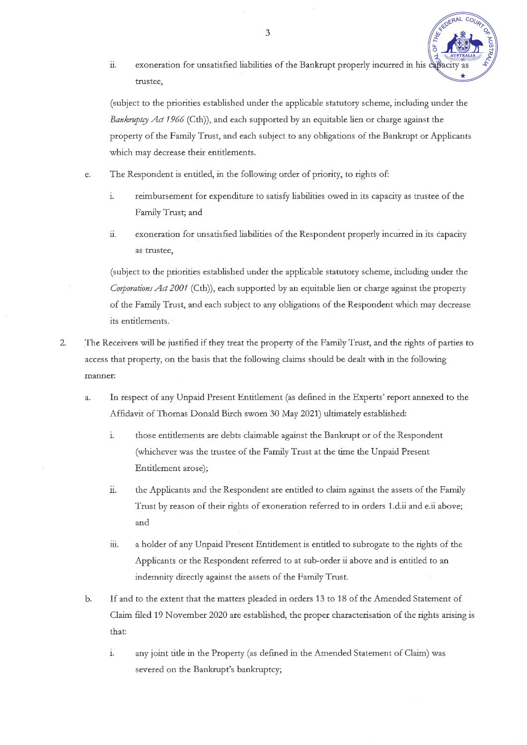ii. exoneration for unsatisfied liabilities of the Bankrupt properly incurred in his capacity as trustee,

(subject to the priorities established under the applicable statutory scheme, including under the *Bankruptcy Act 1966* (Cth)), and each supported by an equitable lien or charge against the property of the Family Trust, and each subject to any obligations of the Bankrupt or Applicants which may decrease their entitlements.

e. The Respondent is entitled, in the following order of priority, to rights of:

i. reimbursement for expenditure to satisfy liabilities owed in its capacity as trustee of the Family Trust; and

ii. exoneration for unsatisfied liabilities of the Respondent properly incurred in its capacity as trustee,

(subject to the priorities established under the applicable statutory scheme, including under the *Corporations Act 2001* (Cth)), each supported by an equitable lien or charge against the property of the Family Trust, and each subject to any obligations of the Respondent which may decrease its entitlements.

2. The Receivers will be justified if they treat the property of the Family Trust, and the rights of parties to access that property, on the basis that the following claims should be dealt with in the following manner:

a. In respect of any Unpaid Present Entitlement (as defined in the Experts' report annexed to the Affidavit of Thomas Donald Birch sworn 30 May 2021) ultimately established:

i. those entitlements are debts claimable against the Bankrupt or of the Respondent (whichever was the trustee of the Family Trust at the time the Unpaid Present Entitlement arose);

ii. the Applicants and the Respondent are entitled to claim against the assets of the Family Trust by reason of their rights of exoneration referred to in orders 1.d.ii and e.ii above; and

iii. a holder of any Unpaid Present Entitlement is entitled to subrogate to the rights of the Applicants or the Respondent referred to at sub-order ii above and is entitled to an indemnity directly against the assets of the Family Trust.

b. If and to the extent that the matters pleaded in orders 13 to 18 of the Amended Statement of Claim filed 19 November 2020 are established, the proper characterisation of the rights arising is that:

i. any joint title in the Property (as defined in the Amended Statement of Claim) was severed on the Bankrupt's bankruptcy;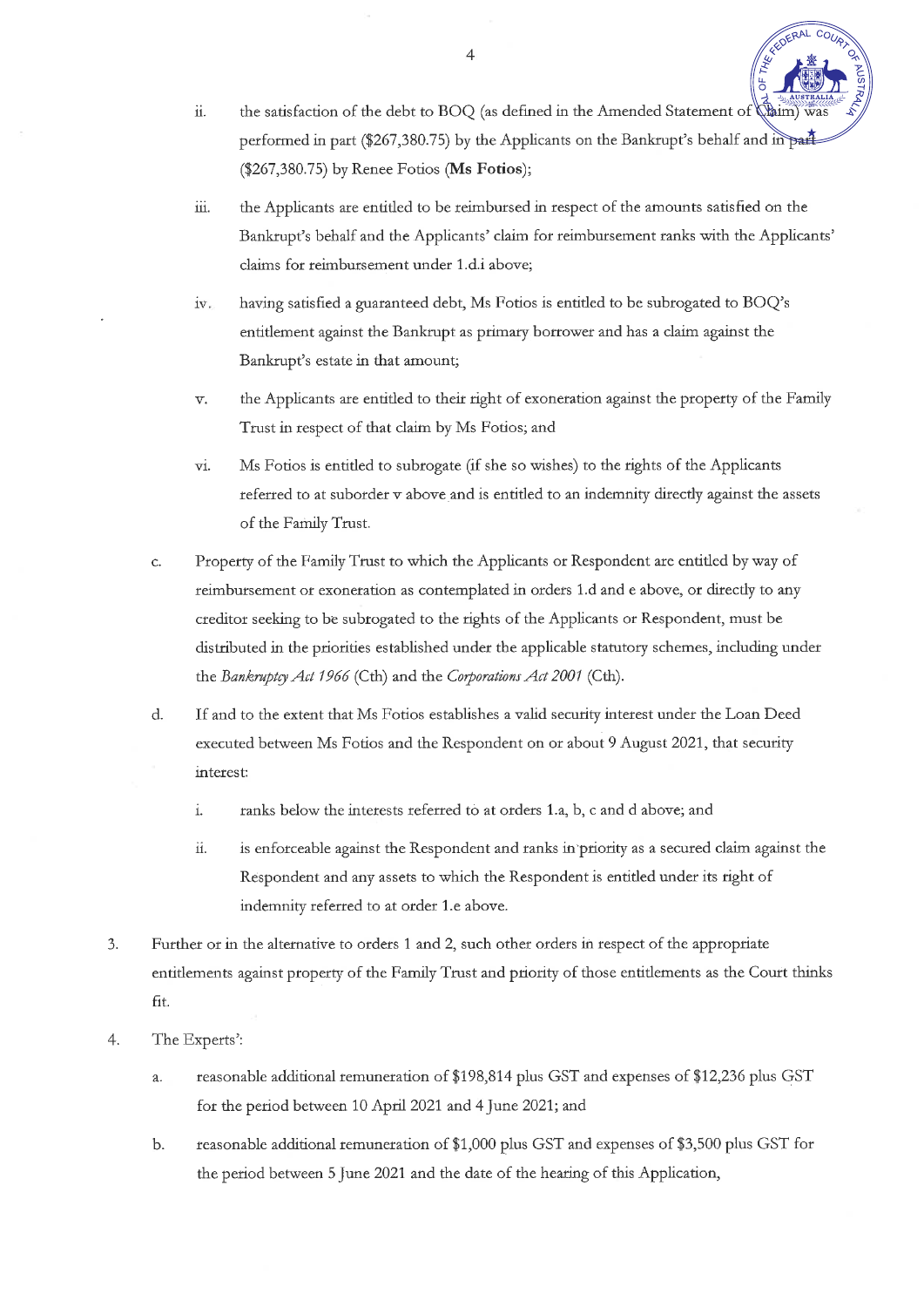ii. the satisfaction of the debt to BOQ (as defined in the Amended Statement of Claim) was performed in part ($267,380.75) by the Applicants on the Bankrupt's behalf and in part ($267,380.75) by Renee Fotios (**Ms Fotios**);

iii. the Applicants are entitled to be reimbursed in respect of the amounts satisfied on the Bankrupt's behalf and the Applicants' claim for reimbursement ranks with the Applicants' claims for reimbursement under 1.d.i above;

iv. having satisfied a guaranteed debt, Ms Fotios is entitled to be subrogated to BOQ's entitlement against the Bankrupt as primary borrower and has a claim against the Bankrupt's estate in that amount;

v. the Applicants are entitled to their right of exoneration against the property of the Family Trust in respect of that claim by Ms Fotios; and

vi. Ms Fotios is entitled to subrogate (if she so wishes) to the rights of the Applicants referred to at suborder v above and is entitled to an indemnity directly against the assets of the Family Trust.

c. Property of the Family Trust to which the Applicants or Respondent are entitled by way of reimbursement or exoneration as contemplated in orders 1.d and e above, or directly to any creditor seeking to be subrogated to the rights of the Applicants or Respondent, must be distributed in the priorities established under the applicable statutory schemes, including under the *Bankruptcy Act 1966* (Cth) and the *Corporations Act 2001* (Cth).

d. If and to the extent that Ms Fotios establishes a valid security interest under the Loan Deed executed between Ms Fotios and the Respondent on or about 9 August 2021, that security interest:

i. ranks below the interests referred to at orders 1.a, b, c and d above; and

ii. is enforceable against the Respondent and ranks in priority as a secured claim against the Respondent and any assets to which the Respondent is entitled under its right of indemnity referred to at order 1.e above.

3. Further or in the alternative to orders 1 and 2, such other orders in respect of the appropriate entitlements against property of the Family Trust and priority of those entitlements as the Court thinks fit.

4. The Experts':

a. reasonable additional remuneration of $198,814 plus GST and expenses of $12,236 plus GST for the period between 10 April 2021 and 4 June 2021; and

b. reasonable additional remuneration of $1,000 plus GST and expenses of $3,500 plus GST for the period between 5 June 2021 and the date of the hearing of this Application,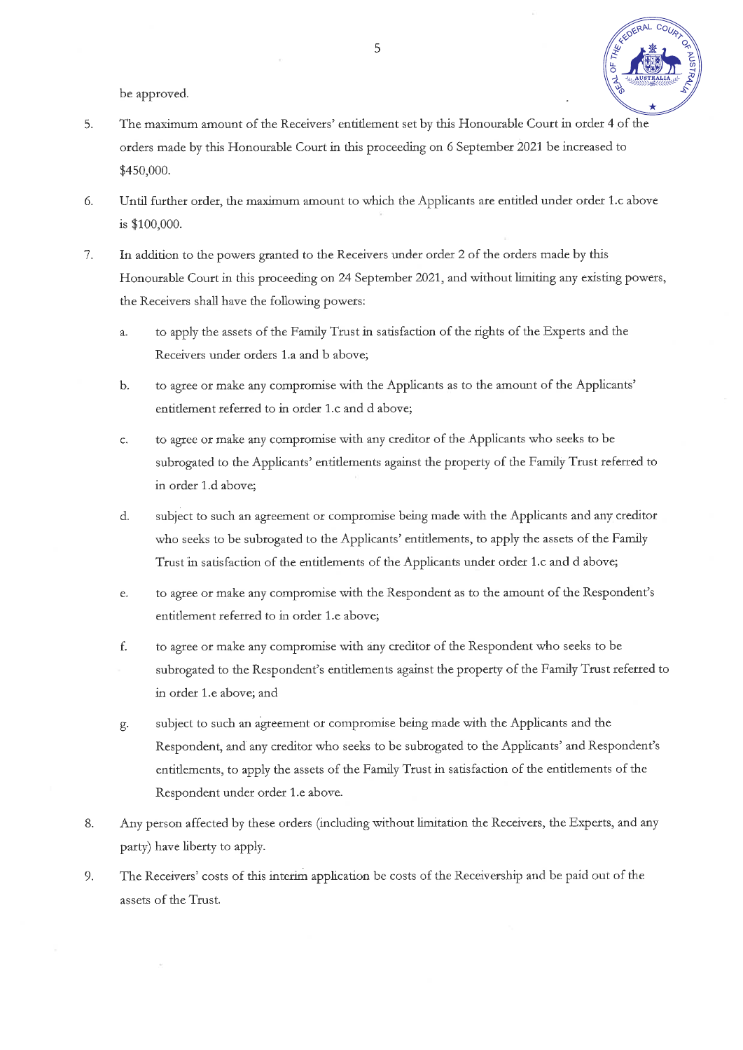be approved.

5. The maximum amount of the Receivers' entitlement set by this Honourable Court in order 4 of the orders made by this Honourable Court in this proceeding on 6 September 2021 be increased to $450,000.

6. Until further order, the maximum amount to which the Applicants are entitled under order 1.c above is $100,000.

7. In addition to the powers granted to the Receivers under order 2 of the orders made by this Honourable Court in this proceeding on 24 September 2021, and without limiting any existing powers, the Receivers shall have the following powers:

   a. to apply the assets of the Family Trust in satisfaction of the rights of the Experts and the Receivers under orders 1.a and b above;

   b. to agree or make any compromise with the Applicants as to the amount of the Applicants' entitlement referred to in order 1.c and d above;

   c. to agree or make any compromise with any creditor of the Applicants who seeks to be subrogated to the Applicants' entitlements against the property of the Family Trust referred to in order 1.d above;

   d. subject to such an agreement or compromise being made with the Applicants and any creditor who seeks to be subrogated to the Applicants' entitlements, to apply the assets of the Family Trust in satisfaction of the entitlements of the Applicants under order 1.c and d above;

   e. to agree or make any compromise with the Respondent as to the amount of the Respondent's entitlement referred to in order 1.e above;

   f. to agree or make any compromise with any creditor of the Respondent who seeks to be subrogated to the Respondent's entitlements against the property of the Family Trust referred to in order 1.e above; and

   g. subject to such an agreement or compromise being made with the Applicants and the Respondent, and any creditor who seeks to be subrogated to the Applicants' and Respondent's entitlements, to apply the assets of the Family Trust in satisfaction of the entitlements of the Respondent under order 1.e above.

8. Any person affected by these orders (including without limitation the Receivers, the Experts, and any party) have liberty to apply.

9. The Receivers' costs of this interim application be costs of the Receivership and be paid out of the assets of the Trust.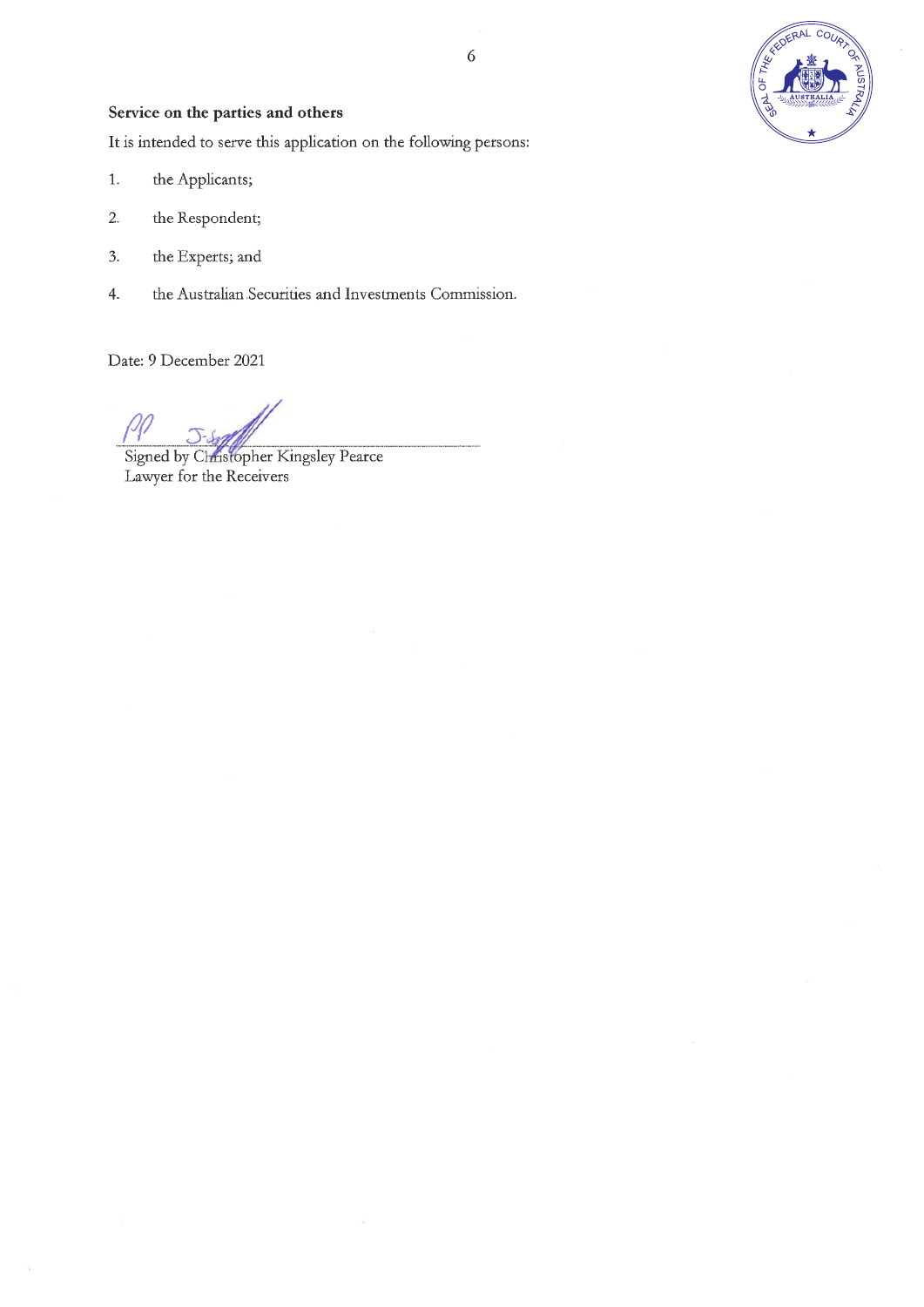**Service on the parties and others**

It is intended to serve this application on the following persons:

1. the Applicants;
2. the Respondent;
3. the Experts; and
4. the Australian Securities and Investments Commission.

Date: 9 December 2021

Signed by Christopher Kingsley Pearce
Lawyer for the Receivers